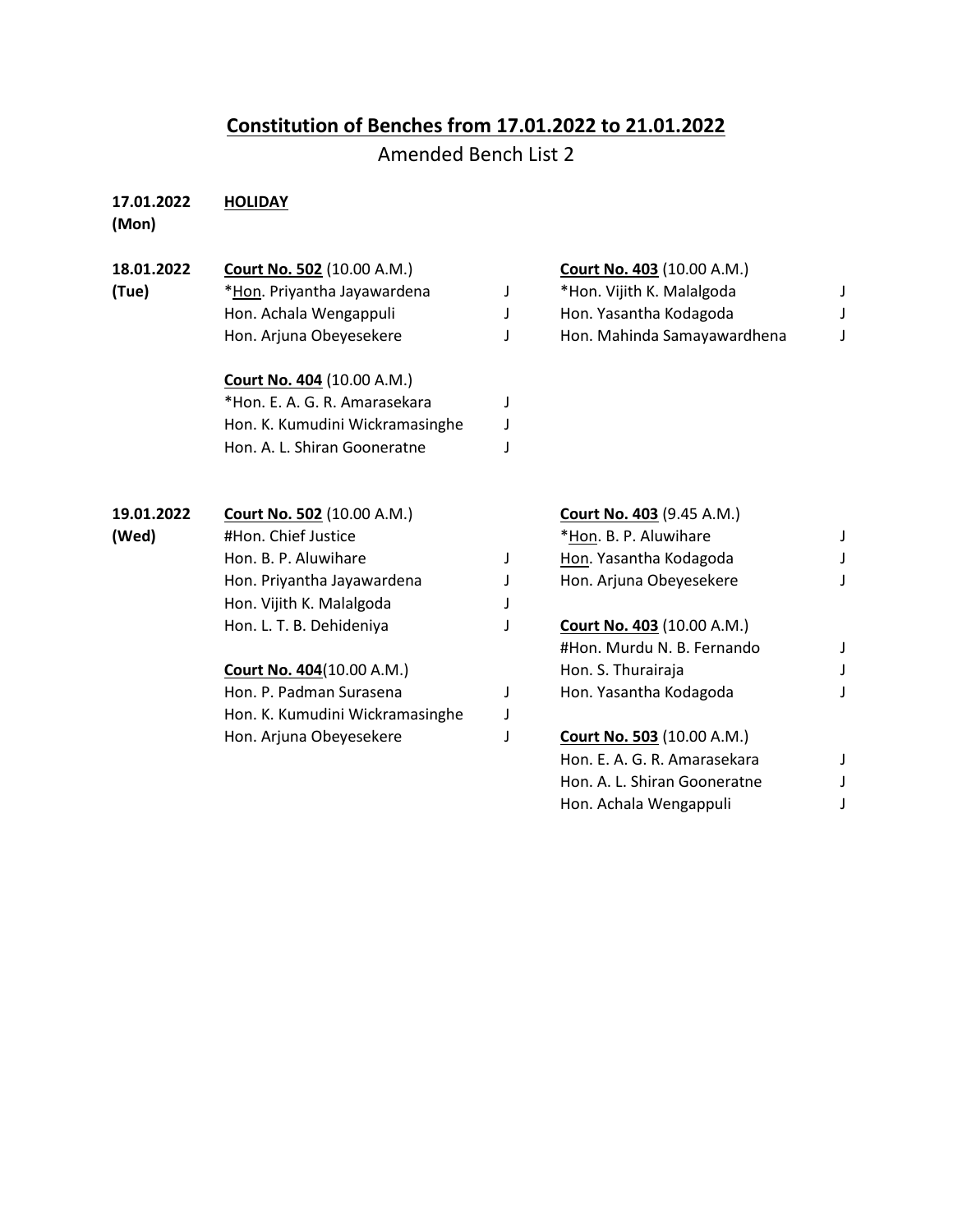# Constitution of Benches from 17.01.2022 to 21.01.2022

Amended Bench List 2

**17.01.2022 (Mon)** **HOLIDAY**

**18.01.2022 (Tue)**

**Court No. 502** (10.00 A.M.)
*Hon. Priyantha Jayawardena J
Hon. Achala Wengappuli J
Hon. Arjuna Obeyesekere J

**Court No. 404** (10.00 A.M.)
*Hon. E. A. G. R. Amarasekara J
Hon. K. Kumudini Wickramasinghe J
Hon. A. L. Shiran Gooneratne J

**Court No. 403** (10.00 A.M.)
*Hon. Vijith K. Malalgoda J
Hon. Yasantha Kodagoda J
Hon. Mahinda Samayawardhena J

**19.01.2022 (Wed)**

**Court No. 502** (10.00 A.M.)
#Hon. Chief Justice
Hon. B. P. Aluwihare J
Hon. Priyantha Jayawardena J
Hon. Vijith K. Malalgoda J
Hon. L. T. B. Dehideniya J

**Court No. 404**(10.00 A.M.)
Hon. P. Padman Surasena J
Hon. K. Kumudini Wickramasinghe J
Hon. Arjuna Obeyesekere J

**Court No. 403** (9.45 A.M.)
*Hon. B. P. Aluwihare J
Hon. Yasantha Kodagoda J
Hon. Arjuna Obeyesekere J

**Court No. 403** (10.00 A.M.)
#Hon. Murdu N. B. Fernando J
Hon. S. Thurairaja J
Hon. Yasantha Kodagoda J

**Court No. 503** (10.00 A.M.)
Hon. E. A. G. R. Amarasekara J
Hon. A. L. Shiran Gooneratne J
Hon. Achala Wengappuli J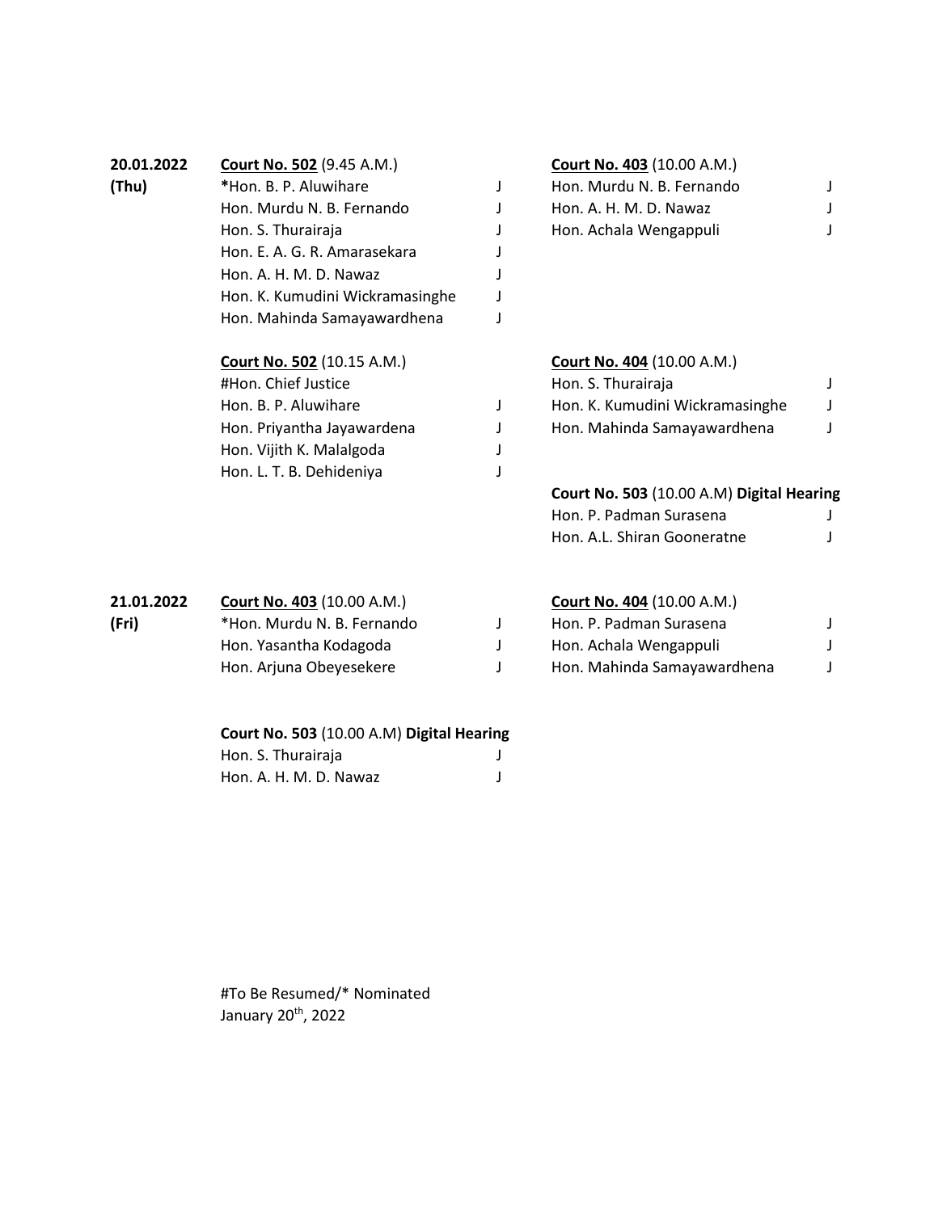**20.01.2022 (Thu)**

**Court No. 502** (9.45 A.M.)

| | |
|---|---|
| ***Hon. B. P. Aluwihare** | J |
| Hon. Murdu N. B. Fernando | J |
| Hon. S. Thurairaja | J |
| Hon. E. A. G. R. Amarasekara | J |
| Hon. A. H. M. D. Nawaz | J |
| Hon. K. Kumudini Wickramasinghe | J |
| Hon. Mahinda Samayawardhena | J |

**Court No. 502** (10.15 A.M.)

| | |
|---|---|
| #Hon. Chief Justice | |
| Hon. B. P. Aluwihare | J |
| Hon. Priyantha Jayawardena | J |
| Hon. Vijith K. Malalgoda | J |
| Hon. L. T. B. Dehideniya | J |

**Court No. 403** (10.00 A.M.)

| | |
|---|---|
| Hon. Murdu N. B. Fernando | J |
| Hon. A. H. M. D. Nawaz | J |
| Hon. Achala Wengappuli | J |

**Court No. 404** (10.00 A.M.)

| | |
|---|---|
| Hon. S. Thurairaja | J |
| Hon. K. Kumudini Wickramasinghe | J |
| Hon. Mahinda Samayawardhena | J |

**Court No. 503** (10.00 A.M) **Digital Hearing**

| | |
|---|---|
| Hon. P. Padman Surasena | J |
| Hon. A.L. Shiran Gooneratne | J |

**21.01.2022 (Fri)**

**Court No. 403** (10.00 A.M.)

| | |
|---|---|
| *Hon. Murdu N. B. Fernando | J |
| Hon. Yasantha Kodagoda | J |
| Hon. Arjuna Obeyesekere | J |

**Court No. 404** (10.00 A.M.)

| | |
|---|---|
| Hon. P. Padman Surasena | J |
| Hon. Achala Wengappuli | J |
| Hon. Mahinda Samayawardhena | J |

**Court No. 503** (10.00 A.M) **Digital Hearing**

| | |
|---|---|
| Hon. S. Thurairaja | J |
| Hon. A. H. M. D. Nawaz | J |

#To Be Resumed/* Nominated

January 20th, 2022